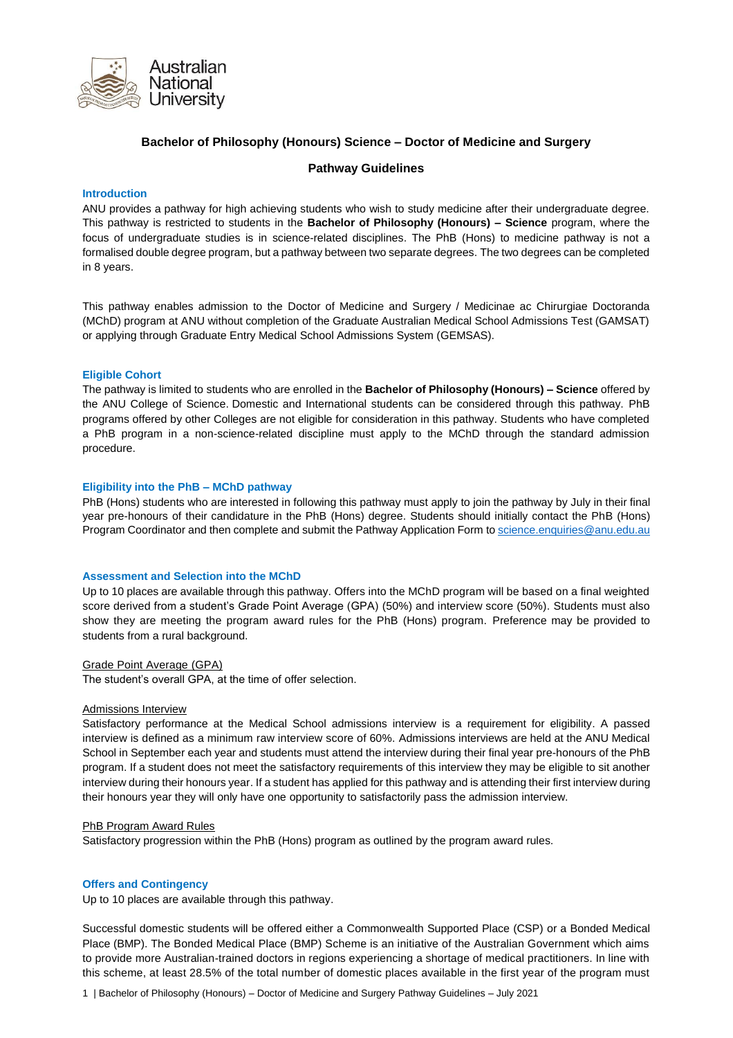# Bachelor of Philosophy (Honours) Science – Doctor of Medicine and Surgery

## Pathway Guidelines

### Introduction

ANU provides a pathway for high achieving students who wish to study medicine after their undergraduate degree. This pathway is restricted to students in the **Bachelor of Philosophy (Honours) – Science** program, where the focus of undergraduate studies is in science-related disciplines. The PhB (Hons) to medicine pathway is not a formalised double degree program, but a pathway between two separate degrees. The two degrees can be completed in 8 years.

This pathway enables admission to the Doctor of Medicine and Surgery / Medicinae ac Chirurgiae Doctoranda (MChD) program at ANU without completion of the Graduate Australian Medical School Admissions Test (GAMSAT) or applying through Graduate Entry Medical School Admissions System (GEMSAS).

### Eligible Cohort

The pathway is limited to students who are enrolled in the **Bachelor of Philosophy (Honours) – Science** offered by the ANU College of Science. Domestic and International students can be considered through this pathway. PhB programs offered by other Colleges are not eligible for consideration in this pathway. Students who have completed a PhB program in a non-science-related discipline must apply to the MChD through the standard admission procedure.

### Eligibility into the PhB – MChD pathway

PhB (Hons) students who are interested in following this pathway must apply to join the pathway by July in their final year pre-honours of their candidature in the PhB (Hons) degree. Students should initially contact the PhB (Hons) Program Coordinator and then complete and submit the Pathway Application Form to science.enquiries@anu.edu.au

### Assessment and Selection into the MChD

Up to 10 places are available through this pathway. Offers into the MChD program will be based on a final weighted score derived from a student's Grade Point Average (GPA) (50%) and interview score (50%). Students must also show they are meeting the program award rules for the PhB (Hons) program. Preference may be provided to students from a rural background.

Grade Point Average (GPA)

The student's overall GPA, at the time of offer selection.

Admissions Interview

Satisfactory performance at the Medical School admissions interview is a requirement for eligibility. A passed interview is defined as a minimum raw interview score of 60%. Admissions interviews are held at the ANU Medical School in September each year and students must attend the interview during their final year pre-honours of the PhB program. If a student does not meet the satisfactory requirements of this interview they may be eligible to sit another interview during their honours year. If a student has applied for this pathway and is attending their first interview during their honours year they will only have one opportunity to satisfactorily pass the admission interview.

PhB Program Award Rules

Satisfactory progression within the PhB (Hons) program as outlined by the program award rules.

### Offers and Contingency

Up to 10 places are available through this pathway.

Successful domestic students will be offered either a Commonwealth Supported Place (CSP) or a Bonded Medical Place (BMP). The Bonded Medical Place (BMP) Scheme is an initiative of the Australian Government which aims to provide more Australian-trained doctors in regions experiencing a shortage of medical practitioners. In line with this scheme, at least 28.5% of the total number of domestic places available in the first year of the program must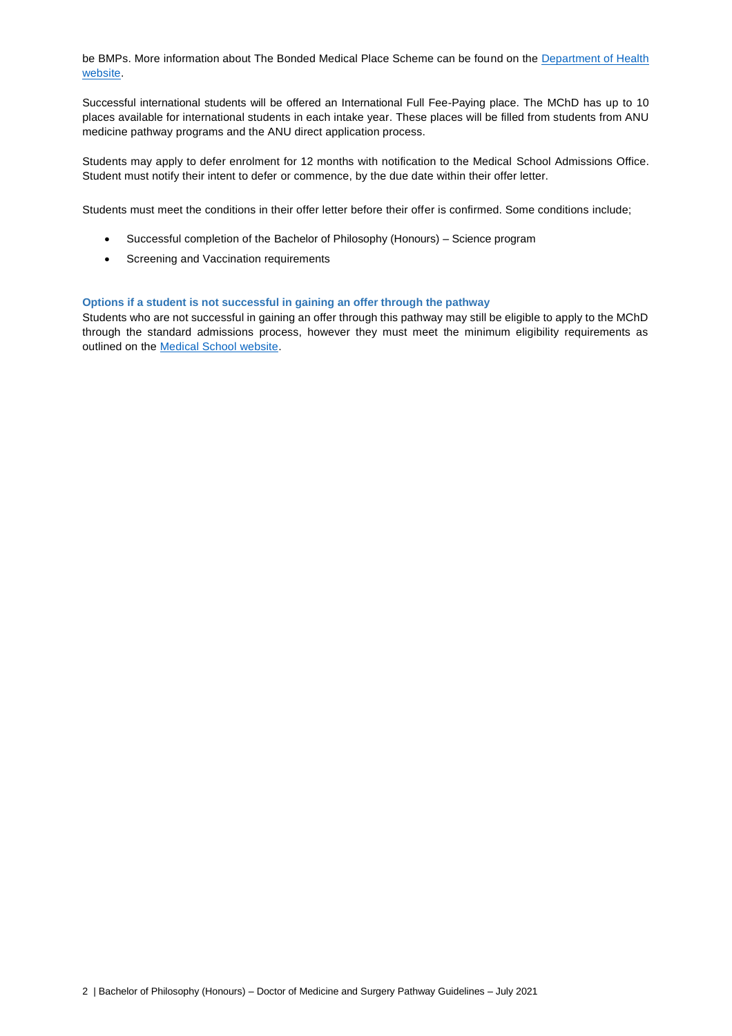be BMPs. More information about The Bonded Medical Place Scheme can be found on the [Department of Health website](#).

Successful international students will be offered an International Full Fee-Paying place. The MChD has up to 10 places available for international students in each intake year. These places will be filled from students from ANU medicine pathway programs and the ANU direct application process.

Students may apply to defer enrolment for 12 months with notification to the Medical School Admissions Office. Student must notify their intent to defer or commence, by the due date within their offer letter.

Students must meet the conditions in their offer letter before their offer is confirmed. Some conditions include;

- Successful completion of the Bachelor of Philosophy (Honours) – Science program
- Screening and Vaccination requirements

### Options if a student is not successful in gaining an offer through the pathway

Students who are not successful in gaining an offer through this pathway may still be eligible to apply to the MChD through the standard admissions process, however they must meet the minimum eligibility requirements as outlined on the [Medical School website](#).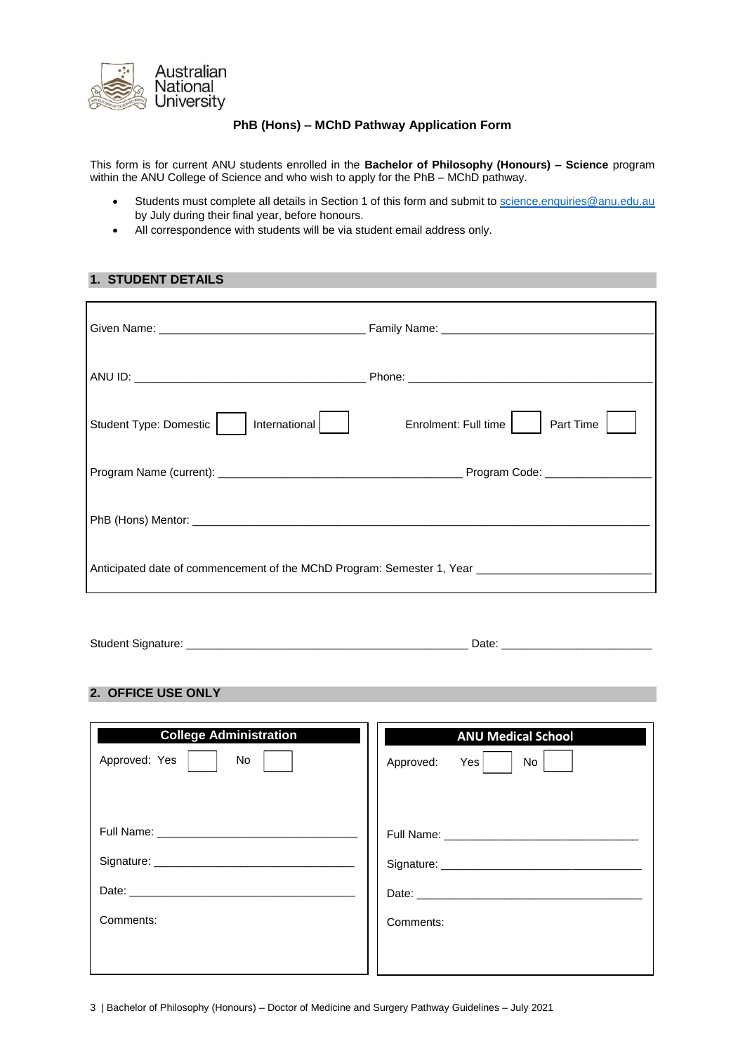Australian National University

## PhB (Hons) – MChD Pathway Application Form

This form is for current ANU students enrolled in the **Bachelor of Philosophy (Honours) – Science** program within the ANU College of Science and who wish to apply for the PhB – MChD pathway.

- Students must complete all details in Section 1 of this form and submit to science.enquiries@anu.edu.au by July during their final year, before honours.
- All correspondence with students will be via student email address only.

### 1. STUDENT DETAILS

Given Name: ______________________________ Family Name: ______________________________

ANU ID: ______________________________ Phone: ______________________________

Student Type: Domestic ☐ International ☐ Enrolment: Full time ☐ Part Time ☐

Program Name (current): ______________________________ Program Code: ______________

PhB (Hons) Mentor: ______________________________

Anticipated date of commencement of the MChD Program: Semester 1, Year ______________________

Student Signature: ______________________________ Date: ______________________

### 2. OFFICE USE ONLY

| College Administration | ANU Medical School |
|---|---|
| Approved: Yes ☐ No ☐ | Approved: Yes ☐ No ☐ |
| Full Name: ______________________ | Full Name: ______________________ |
| Signature: ______________________ | Signature: ______________________ |
| Date: ______________________ | Date: ______________________ |
| Comments: | Comments: |